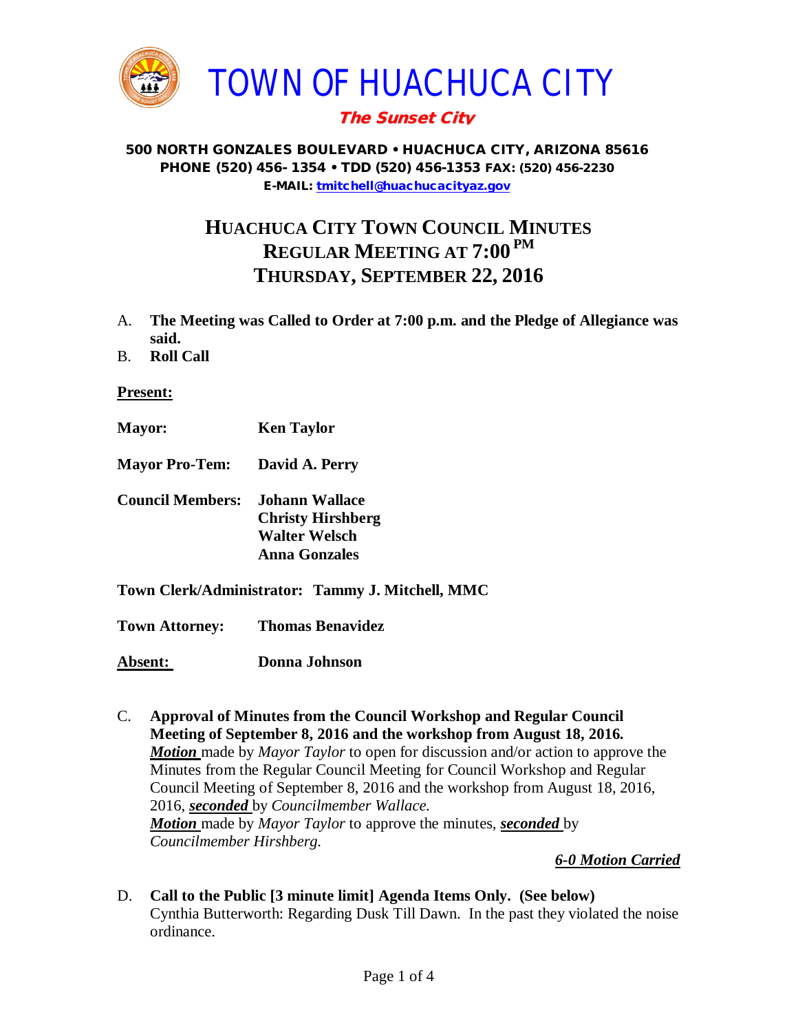# TOWN OF HUACHUCA CITY

***The Sunset City***

**500 NORTH GONZALES BOULEVARD • HUACHUCA CITY, ARIZONA 85616**
**PHONE (520) 456- 1354 • TDD (520) 456-1353 FAX: (520) 456-2230**
**E-MAIL: tmitchell@huachucacityaz.gov**

## HUACHUCA CITY TOWN COUNCIL MINUTES
## REGULAR MEETING AT 7:00 PM
## THURSDAY, SEPTEMBER 22, 2016

A. **The Meeting was Called to Order at 7:00 p.m. and the Pledge of Allegiance was said.**

B. **Roll Call**

**Present:**

**Mayor:** **Ken Taylor**

**Mayor Pro-Tem:** **David A. Perry**

**Council Members:** **Johann Wallace**
**Christy Hirshberg**
**Walter Welsch**
**Anna Gonzales**

**Town Clerk/Administrator: Tammy J. Mitchell, MMC**

**Town Attorney:** **Thomas Benavidez**

**Absent:** **Donna Johnson**

C. **Approval of Minutes from the Council Workshop and Regular Council Meeting of September 8, 2016 and the workshop from August 18, 2016.**
***Motion*** made by *Mayor Taylor* to open for discussion and/or action to approve the Minutes from the Regular Council Meeting for Council Workshop and Regular Council Meeting of September 8, 2016 and the workshop from August 18, 2016, 2016, ***seconded*** by *Councilmember Wallace.*
***Motion*** made by *Mayor Taylor* to approve the minutes, ***seconded*** by *Councilmember Hirshberg.*

***6-0 Motion Carried***

D. **Call to the Public [3 minute limit] Agenda Items Only. (See below)**
Cynthia Butterworth: Regarding Dusk Till Dawn. In the past they violated the noise ordinance.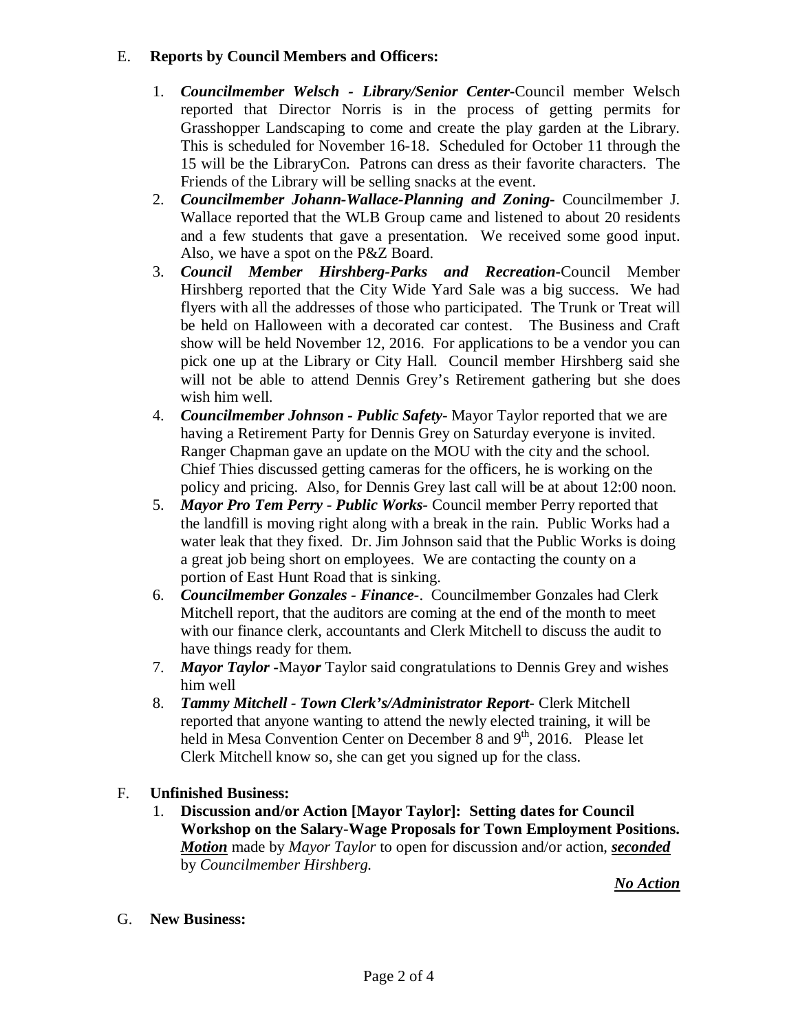E. **Reports by Council Members and Officers:**

1. ***Councilmember Welsch - Library/Senior Center-***Council member Welsch reported that Director Norris is in the process of getting permits for Grasshopper Landscaping to come and create the play garden at the Library. This is scheduled for November 16-18. Scheduled for October 11 through the 15 will be the LibraryCon. Patrons can dress as their favorite characters. The Friends of the Library will be selling snacks at the event.
2. ***Councilmember Johann-Wallace-Planning and Zoning-*** Councilmember J. Wallace reported that the WLB Group came and listened to about 20 residents and a few students that gave a presentation. We received some good input. Also, we have a spot on the P&Z Board.
3. ***Council Member Hirshberg-Parks and Recreation-***Council Member Hirshberg reported that the City Wide Yard Sale was a big success. We had flyers with all the addresses of those who participated. The Trunk or Treat will be held on Halloween with a decorated car contest. The Business and Craft show will be held November 12, 2016. For applications to be a vendor you can pick one up at the Library or City Hall. Council member Hirshberg said she will not be able to attend Dennis Grey's Retirement gathering but she does wish him well.
4. ***Councilmember Johnson - Public Safety***- Mayor Taylor reported that we are having a Retirement Party for Dennis Grey on Saturday everyone is invited. Ranger Chapman gave an update on the MOU with the city and the school. Chief Thies discussed getting cameras for the officers, he is working on the policy and pricing. Also, for Dennis Grey last call will be at about 12:00 noon.
5. ***Mayor Pro Tem Perry - Public Works-*** Council member Perry reported that the landfill is moving right along with a break in the rain. Public Works had a water leak that they fixed. Dr. Jim Johnson said that the Public Works is doing a great job being short on employees. We are contacting the county on a portion of East Hunt Road that is sinking.
6. ***Councilmember Gonzales - Finance-***. Councilmember Gonzales had Clerk Mitchell report, that the auditors are coming at the end of the month to meet with our finance clerk, accountants and Clerk Mitchell to discuss the audit to have things ready for them.
7. ***Mayor Taylor -***May***or*** Taylor said congratulations to Dennis Grey and wishes him well
8. ***Tammy Mitchell - Town Clerk's/Administrator Report-*** Clerk Mitchell reported that anyone wanting to attend the newly elected training, it will be held in Mesa Convention Center on December 8 and 9th, 2016. Please let Clerk Mitchell know so, she can get you signed up for the class.

F. **Unfinished Business:**

1. **Discussion and/or Action [Mayor Taylor]: Setting dates for Council Workshop on the Salary-Wage Proposals for Town Employment Positions.** ***Motion*** made by *Mayor Taylor* to open for discussion and/or action, ***seconded*** by *Councilmember Hirshberg.*

   ***No Action***

G. **New Business:**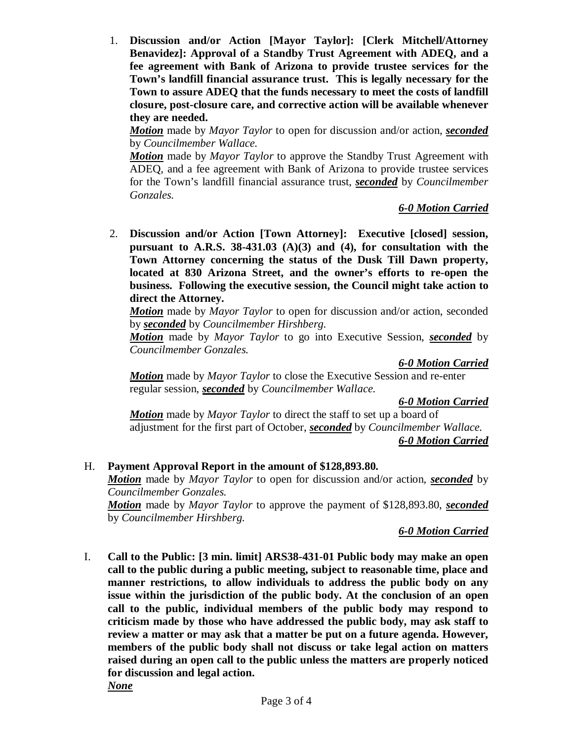1. **Discussion and/or Action [Mayor Taylor]: [Clerk Mitchell/Attorney Benavidez]: Approval of a Standby Trust Agreement with ADEQ, and a fee agreement with Bank of Arizona to provide trustee services for the Town's landfill financial assurance trust. This is legally necessary for the Town to assure ADEQ that the funds necessary to meet the costs of landfill closure, post-closure care, and corrective action will be available whenever they are needed.**

   ***Motion*** made by *Mayor Taylor* to open for discussion and/or action, ***seconded*** by *Councilmember Wallace.*

   ***Motion*** made by *Mayor Taylor* to approve the Standby Trust Agreement with ADEQ, and a fee agreement with Bank of Arizona to provide trustee services for the Town's landfill financial assurance trust, ***seconded*** by *Councilmember Gonzales.*

   ***6-0 Motion Carried***

2. **Discussion and/or Action [Town Attorney]: Executive [closed] session, pursuant to A.R.S. 38-431.03 (A)(3) and (4), for consultation with the Town Attorney concerning the status of the Dusk Till Dawn property, located at 830 Arizona Street, and the owner's efforts to re-open the business. Following the executive session, the Council might take action to direct the Attorney.**

   ***Motion*** made by *Mayor Taylor* to open for discussion and/or action, seconded by ***seconded*** by *Councilmember Hirshberg.*

   ***Motion*** made by *Mayor Taylor* to go into Executive Session, ***seconded*** by *Councilmember Gonzales.*

   ***6-0 Motion Carried***

   ***Motion*** made by *Mayor Taylor* to close the Executive Session and re-enter regular session, ***seconded*** by *Councilmember Wallace.*

   ***6-0 Motion Carried***

   ***Motion*** made by *Mayor Taylor* to direct the staff to set up a board of adjustment for the first part of October, ***seconded*** by *Councilmember Wallace.*

   ***6-0 Motion Carried***

H. **Payment Approval Report in the amount of $128,893.80.**

   ***Motion*** made by *Mayor Taylor* to open for discussion and/or action, ***seconded*** by *Councilmember Gonzales.*

   ***Motion*** made by *Mayor Taylor* to approve the payment of $128,893.80, ***seconded*** by *Councilmember Hirshberg.*

   ***6-0 Motion Carried***

I. **Call to the Public: [3 min. limit] ARS38-431-01 Public body may make an open call to the public during a public meeting, subject to reasonable time, place and manner restrictions, to allow individuals to address the public body on any issue within the jurisdiction of the public body. At the conclusion of an open call to the public, individual members of the public body may respond to criticism made by those who have addressed the public body, may ask staff to review a matter or may ask that a matter be put on a future agenda. However, members of the public body shall not discuss or take legal action on matters raised during an open call to the public unless the matters are properly noticed for discussion and legal action.**

   ***None***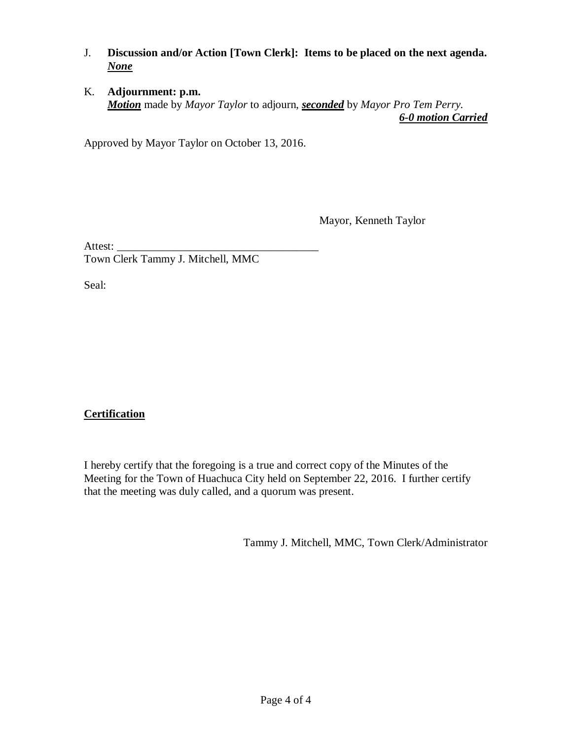J. **Discussion and/or Action [Town Clerk]: Items to be placed on the next agenda.**
***None***

K. **Adjournment: p.m.**
***Motion*** made by *Mayor Taylor* to adjourn, ***seconded*** by *Mayor Pro Tem Perry.*
***6-0 motion Carried***

Approved by Mayor Taylor on October 13, 2016.

Mayor, Kenneth Taylor

Attest: ____________________________________
Town Clerk Tammy J. Mitchell, MMC

Seal:

**Certification**

I hereby certify that the foregoing is a true and correct copy of the Minutes of the Meeting for the Town of Huachuca City held on September 22, 2016. I further certify that the meeting was duly called, and a quorum was present.

Tammy J. Mitchell, MMC, Town Clerk/Administrator